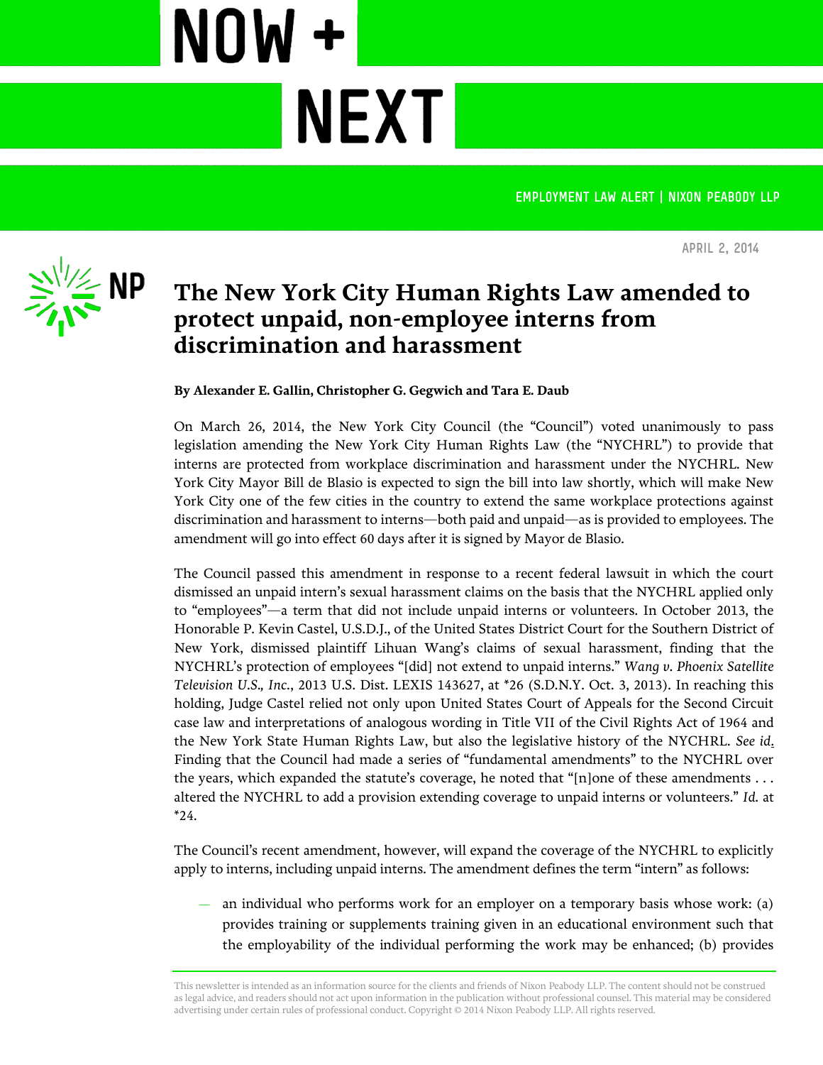NOW + NEXT

EMPLOYMENT LAW ALERT | NIXON PEABODY LLP

APRIL 2, 2014

# The New York City Human Rights Law amended to protect unpaid, non-employee interns from discrimination and harassment

**By Alexander E. Gallin, Christopher G. Gegwich and Tara E. Daub**

On March 26, 2014, the New York City Council (the "Council") voted unanimously to pass legislation amending the New York City Human Rights Law (the "NYCHRL") to provide that interns are protected from workplace discrimination and harassment under the NYCHRL. New York City Mayor Bill de Blasio is expected to sign the bill into law shortly, which will make New York City one of the few cities in the country to extend the same workplace protections against discrimination and harassment to interns—both paid and unpaid—as is provided to employees. The amendment will go into effect 60 days after it is signed by Mayor de Blasio.

The Council passed this amendment in response to a recent federal lawsuit in which the court dismissed an unpaid intern's sexual harassment claims on the basis that the NYCHRL applied only to "employees"—a term that did not include unpaid interns or volunteers. In October 2013, the Honorable P. Kevin Castel, U.S.D.J., of the United States District Court for the Southern District of New York, dismissed plaintiff Lihuan Wang's claims of sexual harassment, finding that the NYCHRL's protection of employees "[did] not extend to unpaid interns." *Wang v. Phoenix Satellite Television U.S., Inc.*, 2013 U.S. Dist. LEXIS 143627, at *26 (S.D.N.Y. Oct. 3, 2013). In reaching this holding, Judge Castel relied not only upon United States Court of Appeals for the Second Circuit case law and interpretations of analogous wording in Title VII of the Civil Rights Act of 1964 and the New York State Human Rights Law, but also the legislative history of the NYCHRL. *See id.* Finding that the Council had made a series of "fundamental amendments" to the NYCHRL over the years, which expanded the statute's coverage, he noted that "[n]one of these amendments . . . altered the NYCHRL to add a provision extending coverage to unpaid interns or volunteers." *Id.* at *24.

The Council's recent amendment, however, will expand the coverage of the NYCHRL to explicitly apply to interns, including unpaid interns. The amendment defines the term "intern" as follows:

- an individual who performs work for an employer on a temporary basis whose work: (a) provides training or supplements training given in an educational environment such that the employability of the individual performing the work may be enhanced; (b) provides

This newsletter is intended as an information source for the clients and friends of Nixon Peabody LLP. The content should not be construed as legal advice, and readers should not act upon information in the publication without professional counsel. This material may be considered advertising under certain rules of professional conduct. Copyright © 2014 Nixon Peabody LLP. All rights reserved.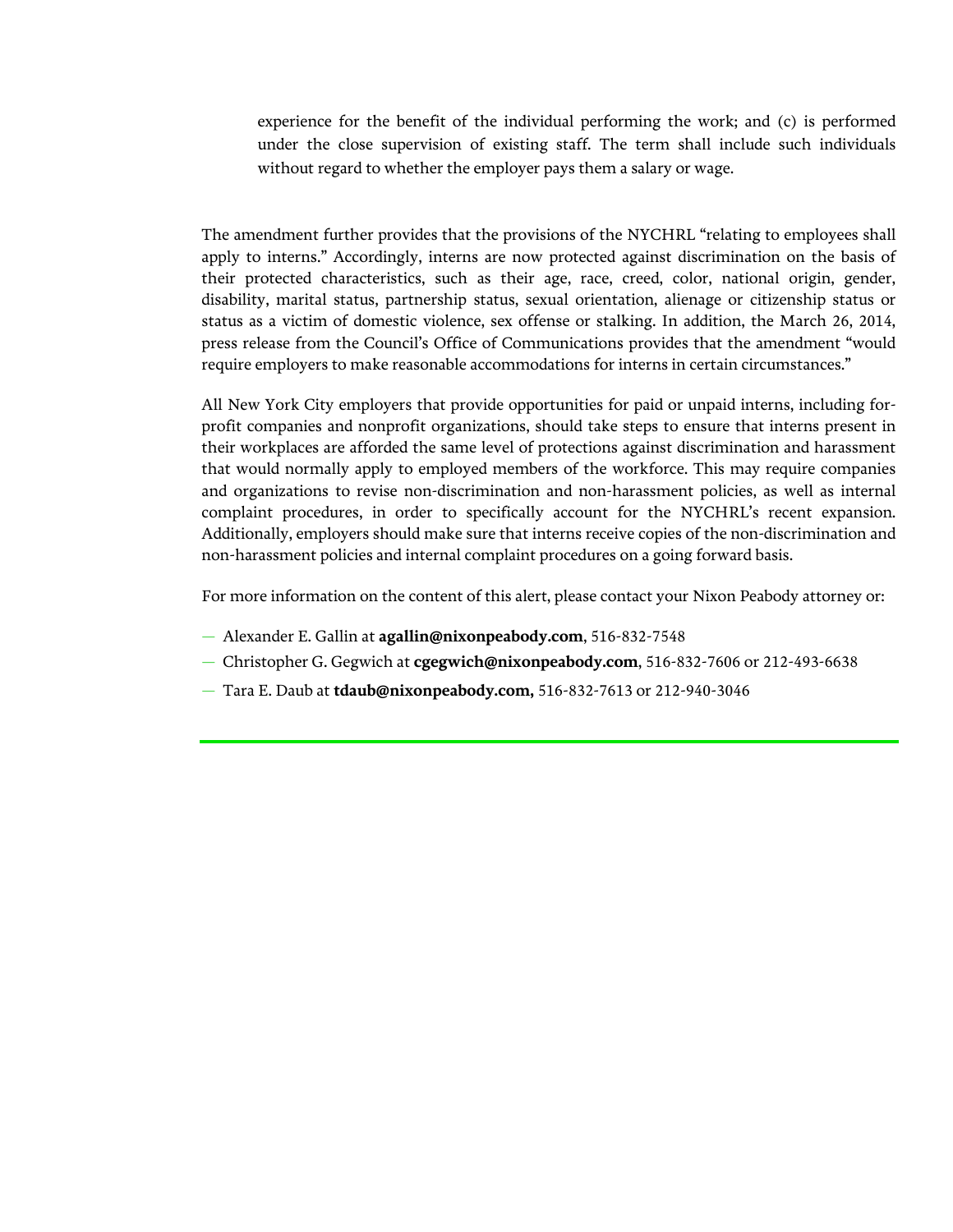> experience for the benefit of the individual performing the work; and (c) is performed under the close supervision of existing staff. The term shall include such individuals without regard to whether the employer pays them a salary or wage.

The amendment further provides that the provisions of the NYCHRL "relating to employees shall apply to interns." Accordingly, interns are now protected against discrimination on the basis of their protected characteristics, such as their age, race, creed, color, national origin, gender, disability, marital status, partnership status, sexual orientation, alienage or citizenship status or status as a victim of domestic violence, sex offense or stalking. In addition, the March 26, 2014, press release from the Council's Office of Communications provides that the amendment "would require employers to make reasonable accommodations for interns in certain circumstances."

All New York City employers that provide opportunities for paid or unpaid interns, including for-profit companies and nonprofit organizations, should take steps to ensure that interns present in their workplaces are afforded the same level of protections against discrimination and harassment that would normally apply to employed members of the workforce. This may require companies and organizations to revise non-discrimination and non-harassment policies, as well as internal complaint procedures, in order to specifically account for the NYCHRL's recent expansion. Additionally, employers should make sure that interns receive copies of the non-discrimination and non-harassment policies and internal complaint procedures on a going forward basis.

For more information on the content of this alert, please contact your Nixon Peabody attorney or:

- Alexander E. Gallin at **agallin@nixonpeabody.com**, 516-832-7548
- Christopher G. Gegwich at **cgegwich@nixonpeabody.com**, 516-832-7606 or 212-493-6638
- Tara E. Daub at **tdaub@nixonpeabody.com,** 516-832-7613 or 212-940-3046